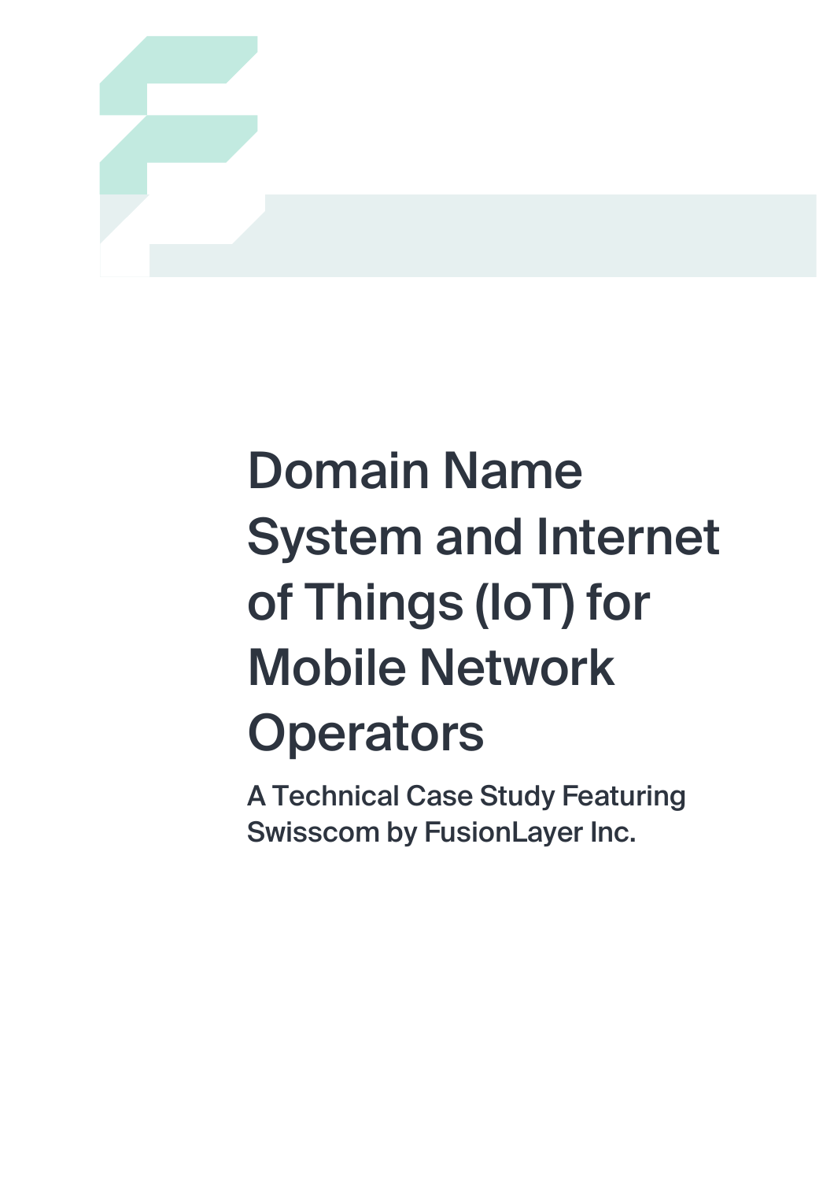# Domain Name System and Internet of Things (IoT) for Mobile Network Operators

A Technical Case Study Featuring Swisscom by FusionLayer Inc.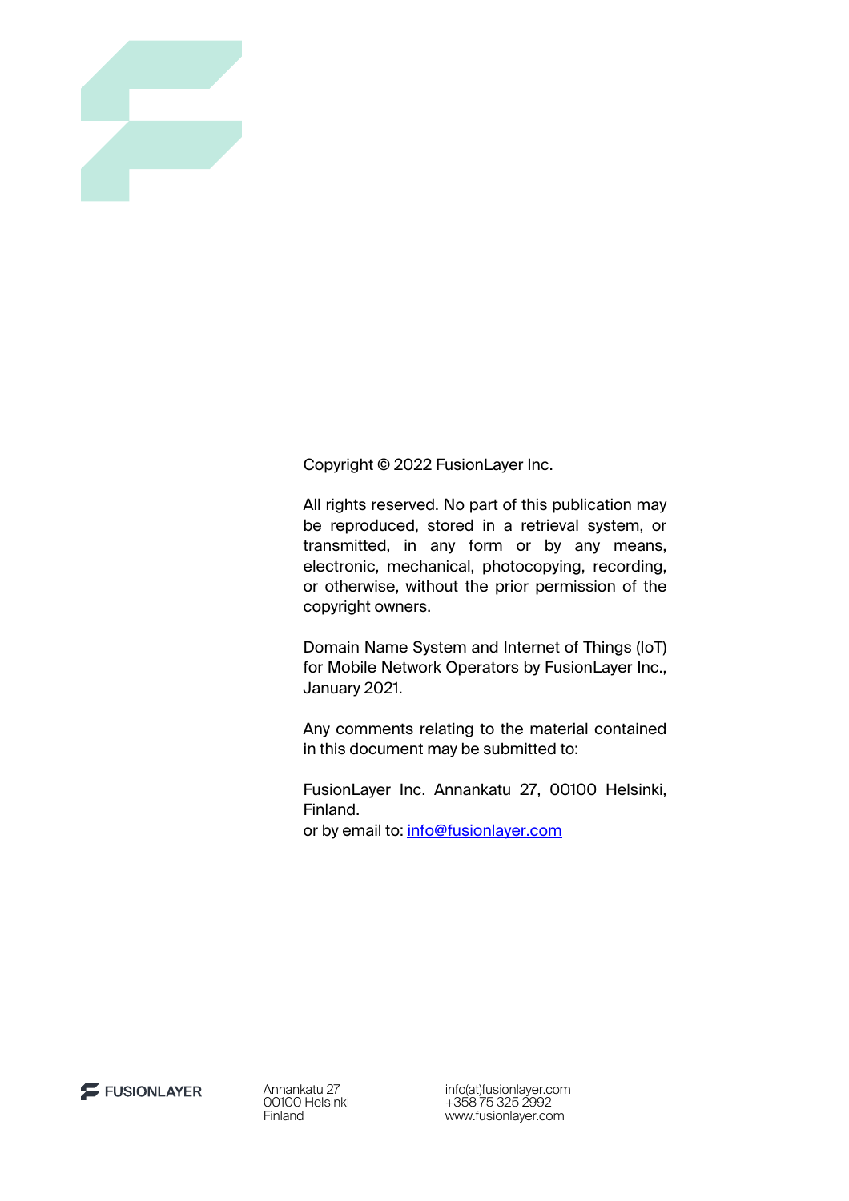Copyright © 2022 FusionLayer Inc.

All rights reserved. No part of this publication may be reproduced, stored in a retrieval system, or transmitted, in any form or by any means, electronic, mechanical, photocopying, recording, or otherwise, without the prior permission of the copyright owners.

Domain Name System and Internet of Things (IoT) for Mobile Network Operators by FusionLayer Inc., January 2021.

Any comments relating to the material contained in this document may be submitted to:

FusionLayer Inc. Annankatu 27, 00100 Helsinki, Finland.
or by email to: info@fusionlayer.com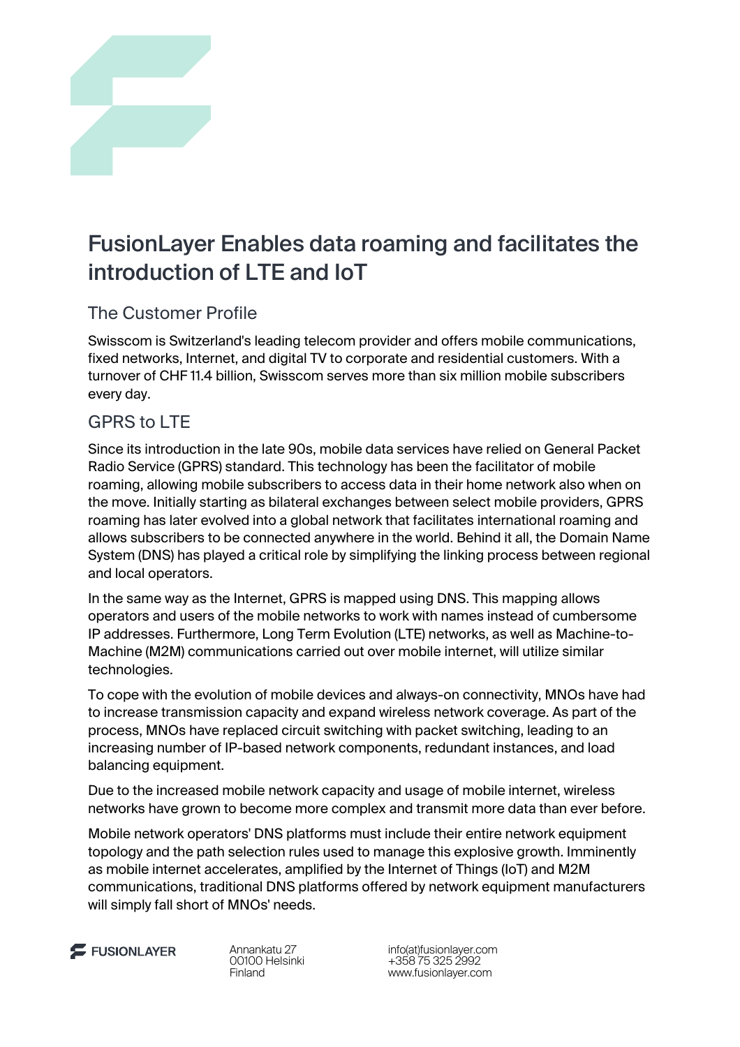# FusionLayer Enables data roaming and facilitates the introduction of LTE and IoT

## The Customer Profile

Swisscom is Switzerland's leading telecom provider and offers mobile communications, fixed networks, Internet, and digital TV to corporate and residential customers. With a turnover of CHF 11.4 billion, Swisscom serves more than six million mobile subscribers every day.

## GPRS to LTE

Since its introduction in the late 90s, mobile data services have relied on General Packet Radio Service (GPRS) standard. This technology has been the facilitator of mobile roaming, allowing mobile subscribers to access data in their home network also when on the move. Initially starting as bilateral exchanges between select mobile providers, GPRS roaming has later evolved into a global network that facilitates international roaming and allows subscribers to be connected anywhere in the world. Behind it all, the Domain Name System (DNS) has played a critical role by simplifying the linking process between regional and local operators.

In the same way as the Internet, GPRS is mapped using DNS. This mapping allows operators and users of the mobile networks to work with names instead of cumbersome IP addresses. Furthermore, Long Term Evolution (LTE) networks, as well as Machine-to-Machine (M2M) communications carried out over mobile internet, will utilize similar technologies.

To cope with the evolution of mobile devices and always-on connectivity, MNOs have had to increase transmission capacity and expand wireless network coverage. As part of the process, MNOs have replaced circuit switching with packet switching, leading to an increasing number of IP-based network components, redundant instances, and load balancing equipment.

Due to the increased mobile network capacity and usage of mobile internet, wireless networks have grown to become more complex and transmit more data than ever before.

Mobile network operators' DNS platforms must include their entire network equipment topology and the path selection rules used to manage this explosive growth. Imminently as mobile internet accelerates, amplified by the Internet of Things (IoT) and M2M communications, traditional DNS platforms offered by network equipment manufacturers will simply fall short of MNOs' needs.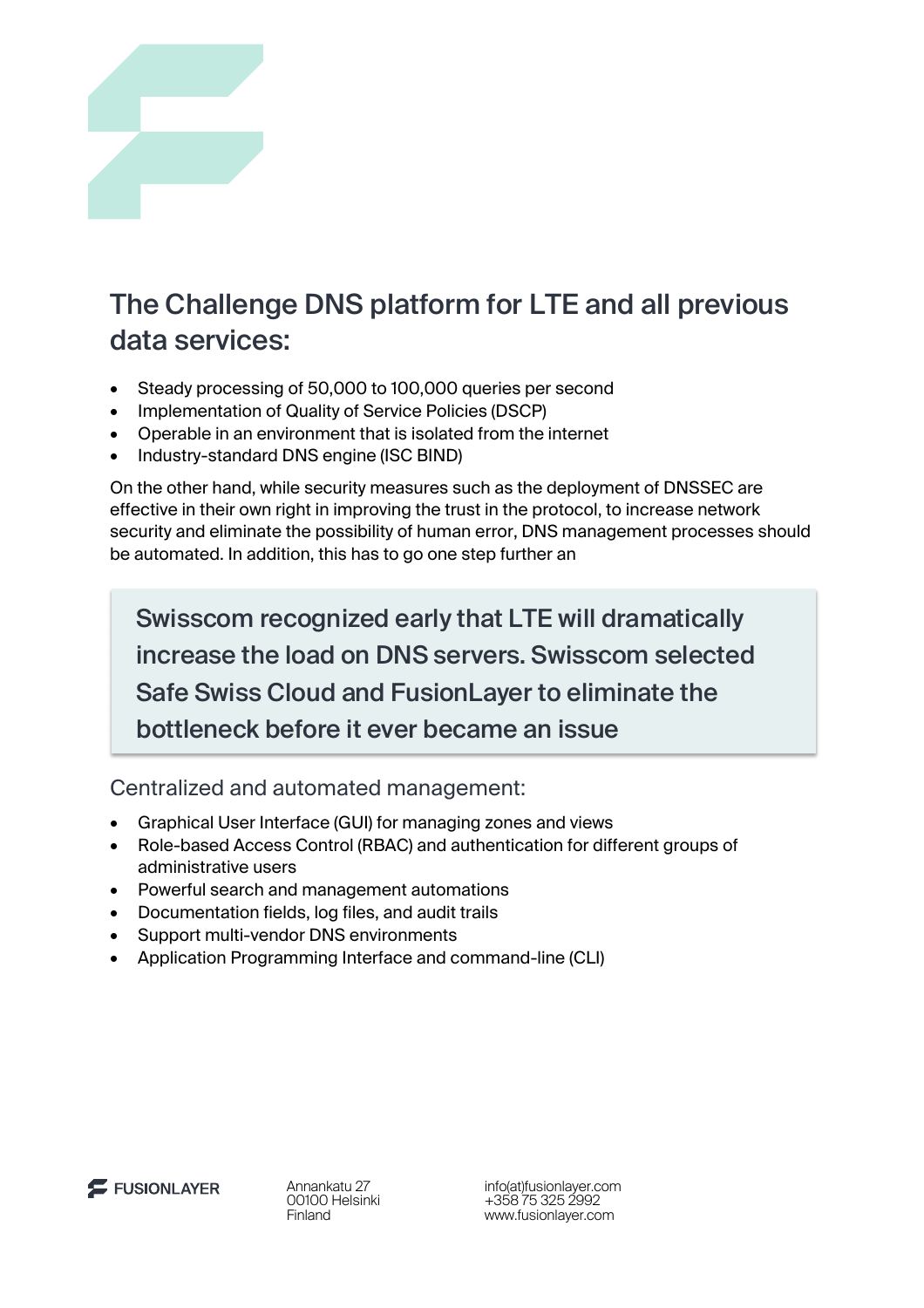## The Challenge DNS platform for LTE and all previous data services:

- Steady processing of 50,000 to 100,000 queries per second
- Implementation of Quality of Service Policies (DSCP)
- Operable in an environment that is isolated from the internet
- Industry-standard DNS engine (ISC BIND)

On the other hand, while security measures such as the deployment of DNSSEC are effective in their own right in improving the trust in the protocol, to increase network security and eliminate the possibility of human error, DNS management processes should be automated. In addition, this has to go one step further an

> Swisscom recognized early that LTE will dramatically increase the load on DNS servers. Swisscom selected Safe Swiss Cloud and FusionLayer to eliminate the bottleneck before it ever became an issue

### Centralized and automated management:

- Graphical User Interface (GUI) for managing zones and views
- Role-based Access Control (RBAC) and authentication for different groups of administrative users
- Powerful search and management automations
- Documentation fields, log files, and audit trails
- Support multi-vendor DNS environments
- Application Programming Interface and command-line (CLI)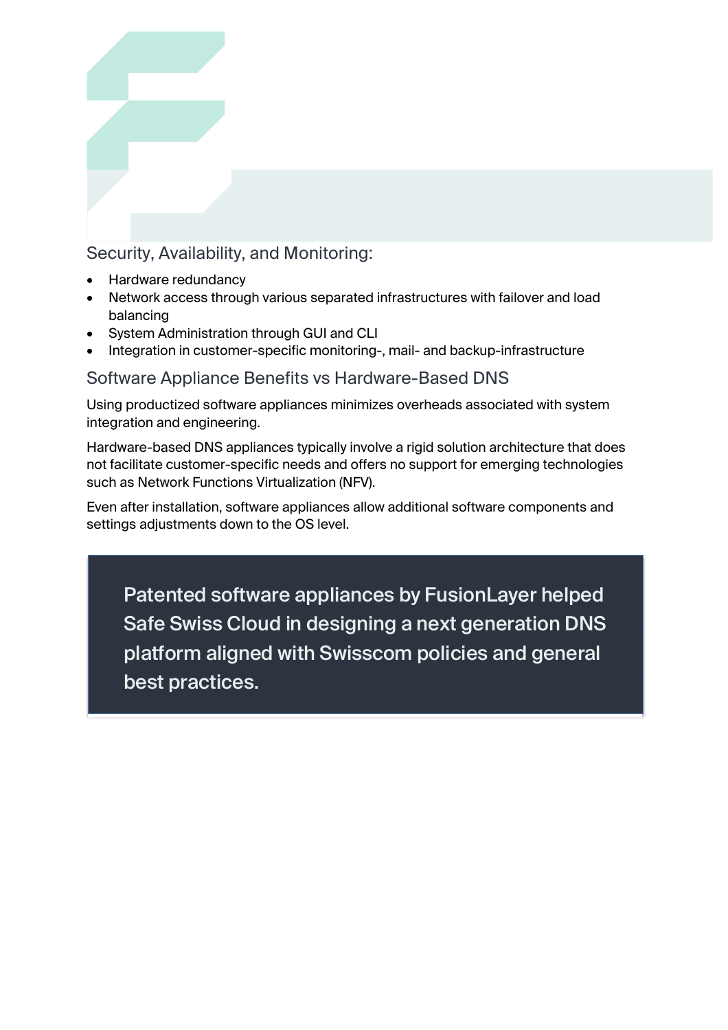### Security, Availability, and Monitoring:

- Hardware redundancy
- Network access through various separated infrastructures with failover and load balancing
- System Administration through GUI and CLI
- Integration in customer-specific monitoring-, mail- and backup-infrastructure

### Software Appliance Benefits vs Hardware-Based DNS

Using productized software appliances minimizes overheads associated with system integration and engineering.

Hardware-based DNS appliances typically involve a rigid solution architecture that does not facilitate customer-specific needs and offers no support for emerging technologies such as Network Functions Virtualization (NFV).

Even after installation, software appliances allow additional software components and settings adjustments down to the OS level.

> Patented software appliances by FusionLayer helped Safe Swiss Cloud in designing a next generation DNS platform aligned with Swisscom policies and general best practices.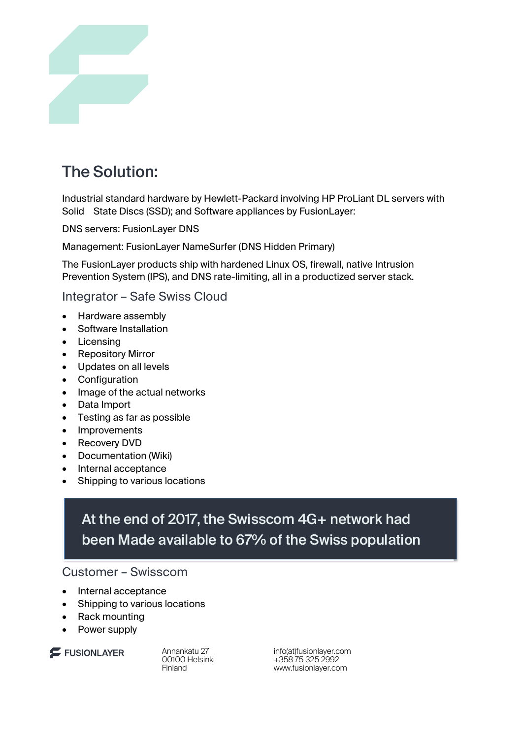## The Solution:

Industrial standard hardware by Hewlett-Packard involving HP ProLiant DL servers with Solid State Discs (SSD); and Software appliances by FusionLayer:

DNS servers: FusionLayer DNS

Management: FusionLayer NameSurfer (DNS Hidden Primary)

The FusionLayer products ship with hardened Linux OS, firewall, native Intrusion Prevention System (IPS), and DNS rate-limiting, all in a productized server stack.

### Integrator – Safe Swiss Cloud

- Hardware assembly
- Software Installation
- Licensing
- Repository Mirror
- Updates on all levels
- Configuration
- Image of the actual networks
- Data Import
- Testing as far as possible
- Improvements
- Recovery DVD
- Documentation (Wiki)
- Internal acceptance
- Shipping to various locations

> At the end of 2017, the Swisscom 4G+ network had been Made available to 67% of the Swiss population

### Customer – Swisscom

- Internal acceptance
- Shipping to various locations
- Rack mounting
- Power supply

FUSIONLAYER

Annankatu 27
00100 Helsinki
Finland

info(at)fusionlayer.com
+358 75 325 2992
www.fusionlayer.com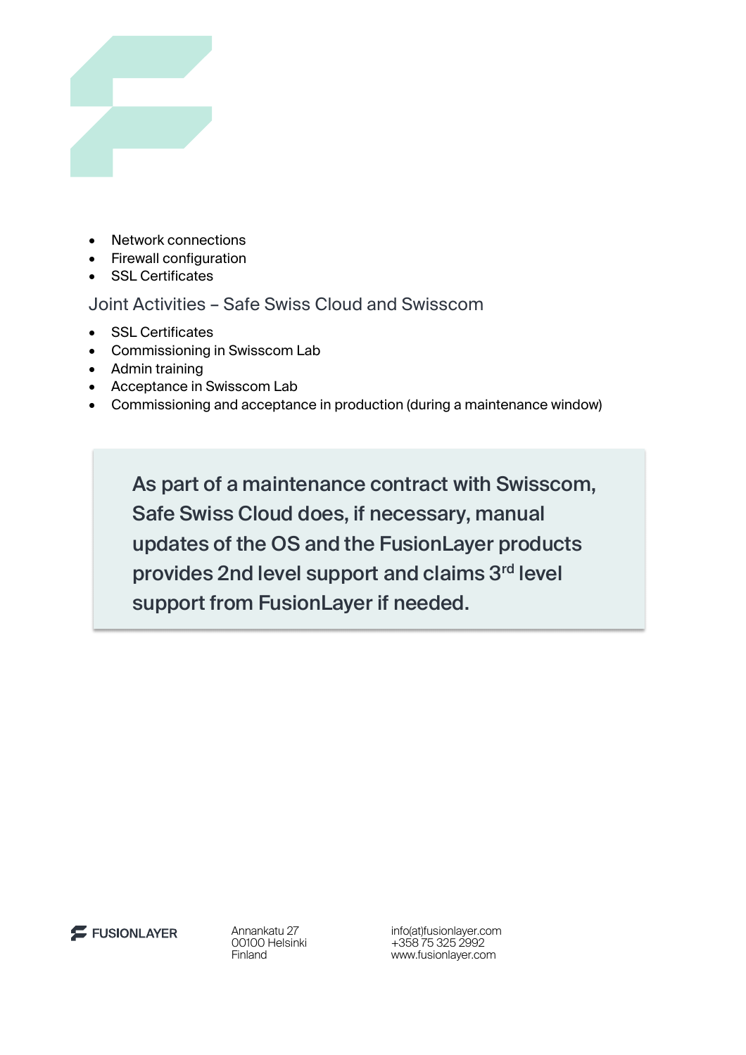- Network connections
- Firewall configuration
- SSL Certificates

### Joint Activities – Safe Swiss Cloud and Swisscom

- SSL Certificates
- Commissioning in Swisscom Lab
- Admin training
- Acceptance in Swisscom Lab
- Commissioning and acceptance in production (during a maintenance window)

> **As part of a maintenance contract with Swisscom, Safe Swiss Cloud does, if necessary, manual updates of the OS and the FusionLayer products provides 2nd level support and claims 3rd level support from FusionLayer if needed.**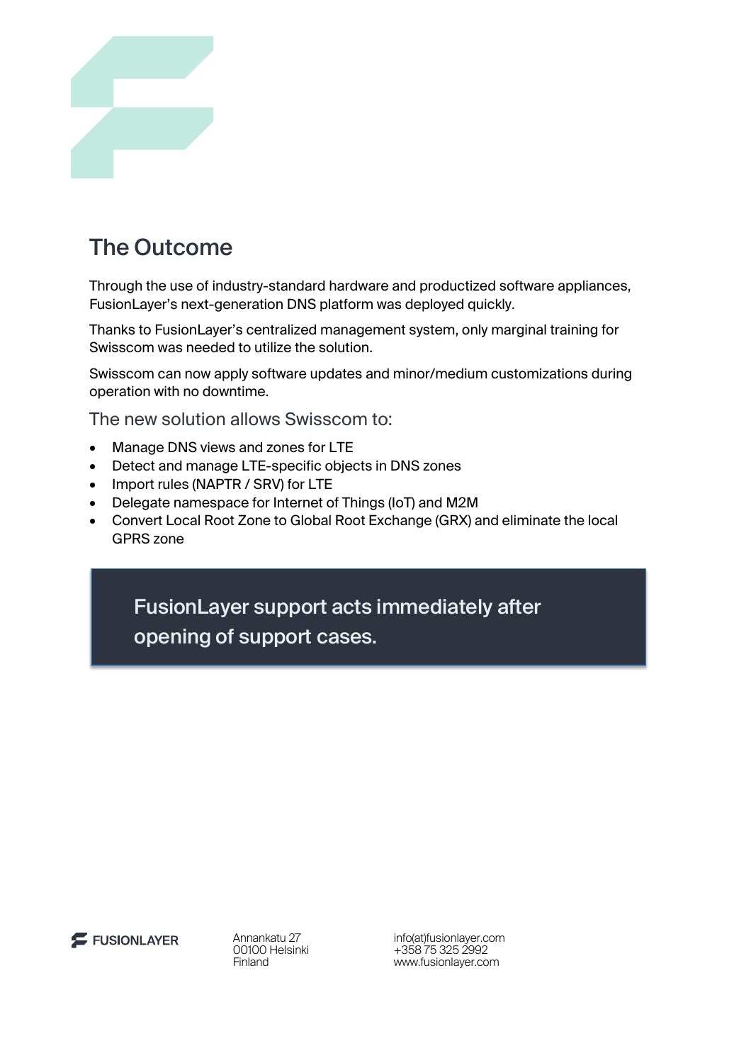## The Outcome

Through the use of industry-standard hardware and productized software appliances, FusionLayer's next-generation DNS platform was deployed quickly.

Thanks to FusionLayer's centralized management system, only marginal training for Swisscom was needed to utilize the solution.

Swisscom can now apply software updates and minor/medium customizations during operation with no downtime.

### The new solution allows Swisscom to:

- Manage DNS views and zones for LTE
- Detect and manage LTE-specific objects in DNS zones
- Import rules (NAPTR / SRV) for LTE
- Delegate namespace for Internet of Things (IoT) and M2M
- Convert Local Root Zone to Global Root Exchange (GRX) and eliminate the local GPRS zone

> **FusionLayer support acts immediately after opening of support cases.**

FUSIONLAYER

Annankatu 27
00100 Helsinki
Finland

info(at)fusionlayer.com
+358 75 325 2992
www.fusionlayer.com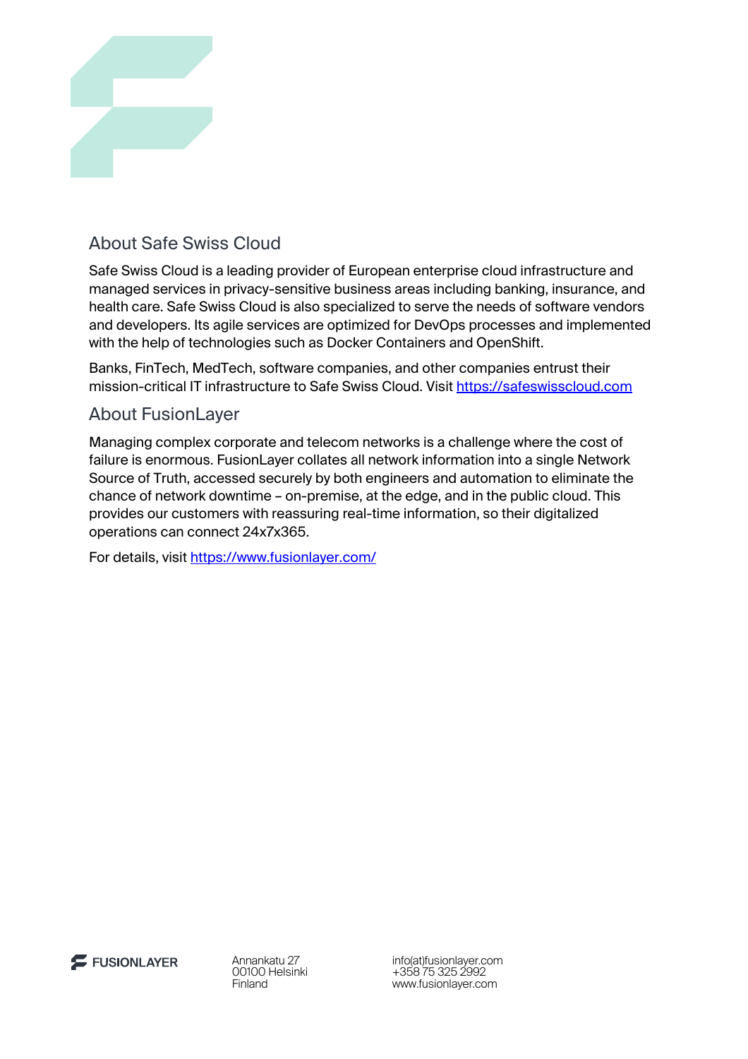## About Safe Swiss Cloud

Safe Swiss Cloud is a leading provider of European enterprise cloud infrastructure and managed services in privacy-sensitive business areas including banking, insurance, and health care. Safe Swiss Cloud is also specialized to serve the needs of software vendors and developers. Its agile services are optimized for DevOps processes and implemented with the help of technologies such as Docker Containers and OpenShift.

Banks, FinTech, MedTech, software companies, and other companies entrust their mission-critical IT infrastructure to Safe Swiss Cloud. Visit https://safeswisscloud.com

## About FusionLayer

Managing complex corporate and telecom networks is a challenge where the cost of failure is enormous. FusionLayer collates all network information into a single Network Source of Truth, accessed securely by both engineers and automation to eliminate the chance of network downtime – on-premise, at the edge, and in the public cloud. This provides our customers with reassuring real-time information, so their digitalized operations can connect 24x7x365.

For details, visit https://www.fusionlayer.com/

FUSIONLAYER

Annankatu 27
00100 Helsinki
Finland

info(at)fusionlayer.com
+358 75 325 2992
www.fusionlayer.com